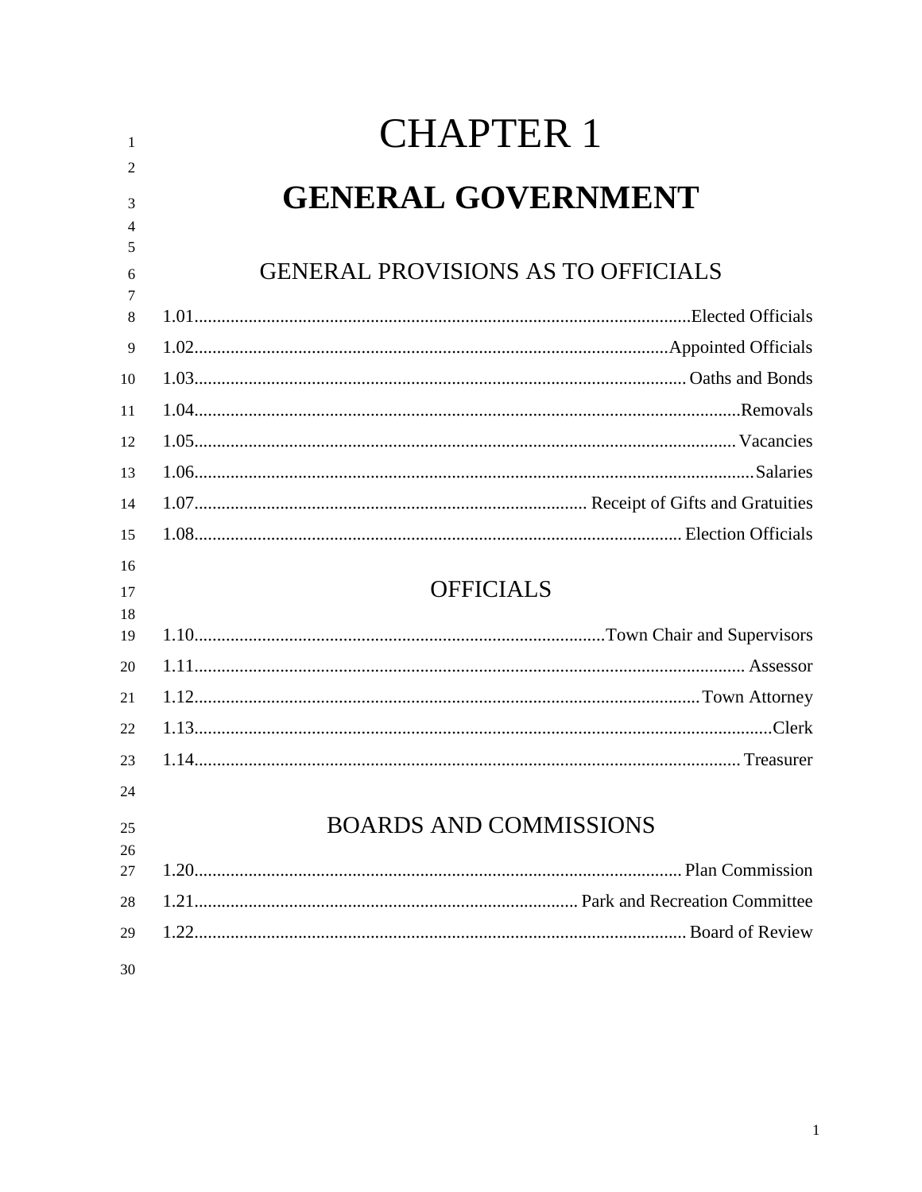# CHAPTER 1

# GENERAL GOVERNMENT

## GENERAL PROVISIONS AS TO OFFICIALS

1.01............................................................................................................Elected Officials

1.02........................................................................................................Appointed Officials

1.03........................................................................................................... Oaths and Bonds

1.04........................................................................................................................Removals

1.05........................................................................................................................ Vacancies

1.06..........................................................................................................................Salaries

1.07....................................................................................... Receipt of Gifts and Gratuities

1.08........................................................................................................... Election Officials

## OFFICIALS

1.10..........................................................................................Town Chair and Supervisors

1.11.......................................................................................................................... Assessor

1.12..............................................................................................................Town Attorney

1.13..............................................................................................................................Clerk

1.14........................................................................................................................ Treasurer

## BOARDS AND COMMISSIONS

1.20........................................................................................................... Plan Commission

1.21..................................................................................... Park and Recreation Committee

1.22............................................................................................................ Board of Review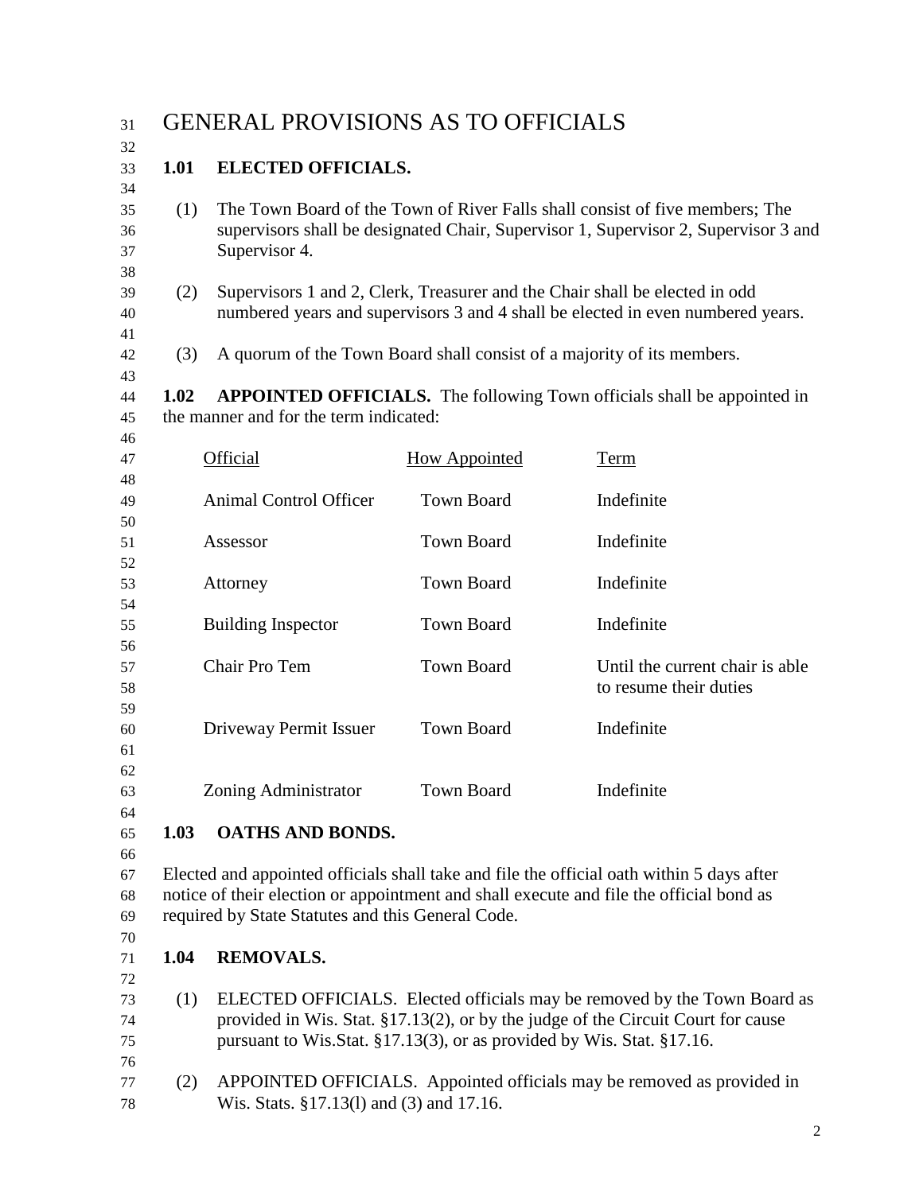# GENERAL PROVISIONS AS TO OFFICIALS

## 1.01 ELECTED OFFICIALS.

(1) The Town Board of the Town of River Falls shall consist of five members; The supervisors shall be designated Chair, Supervisor 1, Supervisor 2, Supervisor 3 and Supervisor 4.

(2) Supervisors 1 and 2, Clerk, Treasurer and the Chair shall be elected in odd numbered years and supervisors 3 and 4 shall be elected in even numbered years.

(3) A quorum of the Town Board shall consist of a majority of its members.

**1.02 APPOINTED OFFICIALS.** The following Town officials shall be appointed in the manner and for the term indicated:

| Official | How Appointed | Term |
|---|---|---|
| Animal Control Officer | Town Board | Indefinite |
| Assessor | Town Board | Indefinite |
| Attorney | Town Board | Indefinite |
| Building Inspector | Town Board | Indefinite |
| Chair Pro Tem | Town Board | Until the current chair is able to resume their duties |
| Driveway Permit Issuer | Town Board | Indefinite |
| Zoning Administrator | Town Board | Indefinite |

## 1.03 OATHS AND BONDS.

Elected and appointed officials shall take and file the official oath within 5 days after notice of their election or appointment and shall execute and file the official bond as required by State Statutes and this General Code.

## 1.04 REMOVALS.

(1) ELECTED OFFICIALS. Elected officials may be removed by the Town Board as provided in Wis. Stat. §17.13(2), or by the judge of the Circuit Court for cause pursuant to Wis.Stat. §17.13(3), or as provided by Wis. Stat. §17.16.

(2) APPOINTED OFFICIALS. Appointed officials may be removed as provided in Wis. Stats. §17.13(l) and (3) and 17.16.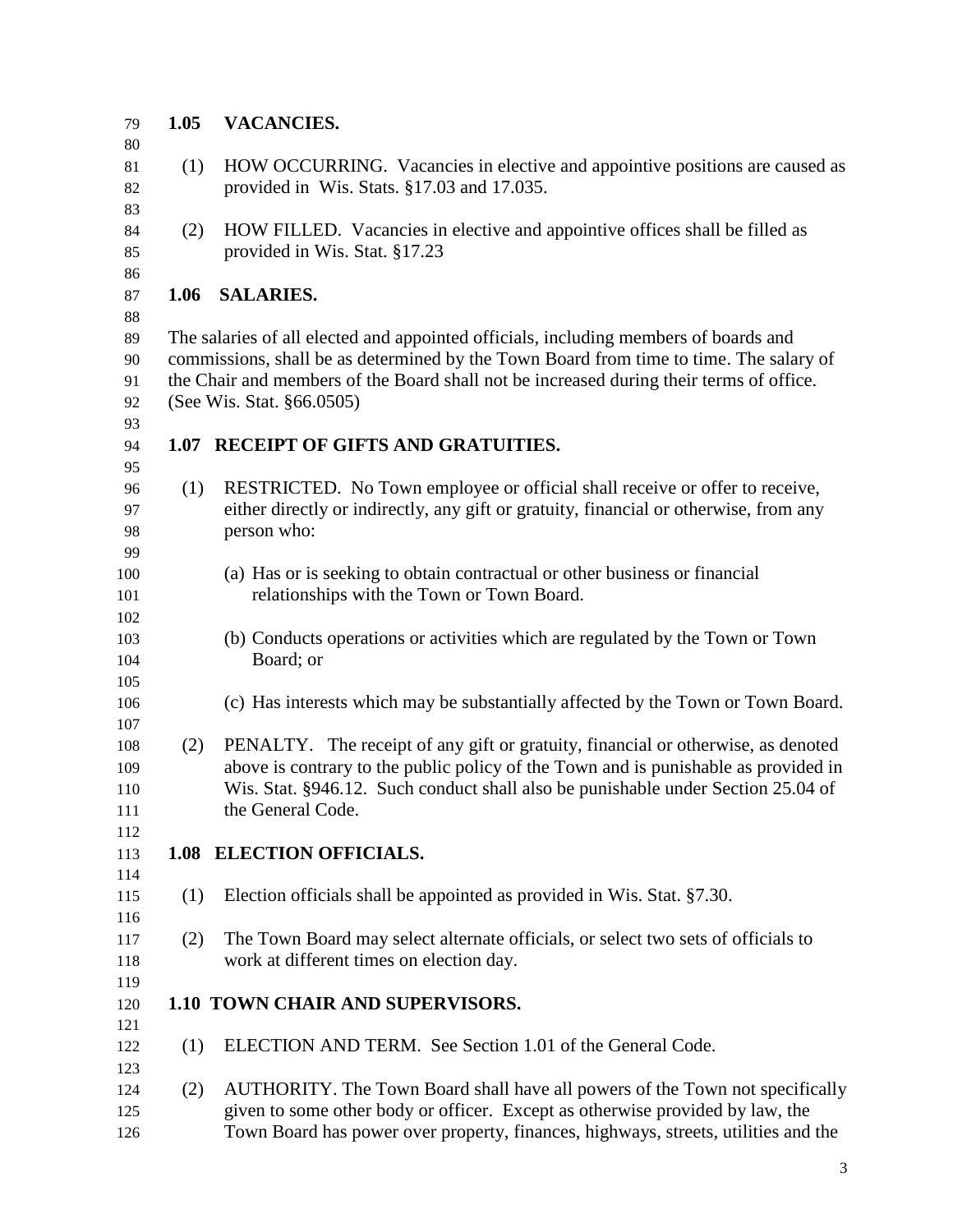## 1.05 VACANCIES.

(1) HOW OCCURRING. Vacancies in elective and appointive positions are caused as provided in Wis. Stats. §17.03 and 17.035.

(2) HOW FILLED. Vacancies in elective and appointive offices shall be filled as provided in Wis. Stat. §17.23

## 1.06 SALARIES.

The salaries of all elected and appointed officials, including members of boards and commissions, shall be as determined by the Town Board from time to time. The salary of the Chair and members of the Board shall not be increased during their terms of office. (See Wis. Stat. §66.0505)

## 1.07 RECEIPT OF GIFTS AND GRATUITIES.

(1) RESTRICTED. No Town employee or official shall receive or offer to receive, either directly or indirectly, any gift or gratuity, financial or otherwise, from any person who:

(a) Has or is seeking to obtain contractual or other business or financial relationships with the Town or Town Board.

(b) Conducts operations or activities which are regulated by the Town or Town Board; or

(c) Has interests which may be substantially affected by the Town or Town Board.

(2) PENALTY. The receipt of any gift or gratuity, financial or otherwise, as denoted above is contrary to the public policy of the Town and is punishable as provided in Wis. Stat. §946.12. Such conduct shall also be punishable under Section 25.04 of the General Code.

## 1.08 ELECTION OFFICIALS.

(1) Election officials shall be appointed as provided in Wis. Stat. §7.30.

(2) The Town Board may select alternate officials, or select two sets of officials to work at different times on election day.

## 1.10 TOWN CHAIR AND SUPERVISORS.

(1) ELECTION AND TERM. See Section 1.01 of the General Code.

(2) AUTHORITY. The Town Board shall have all powers of the Town not specifically given to some other body or officer. Except as otherwise provided by law, the Town Board has power over property, finances, highways, streets, utilities and the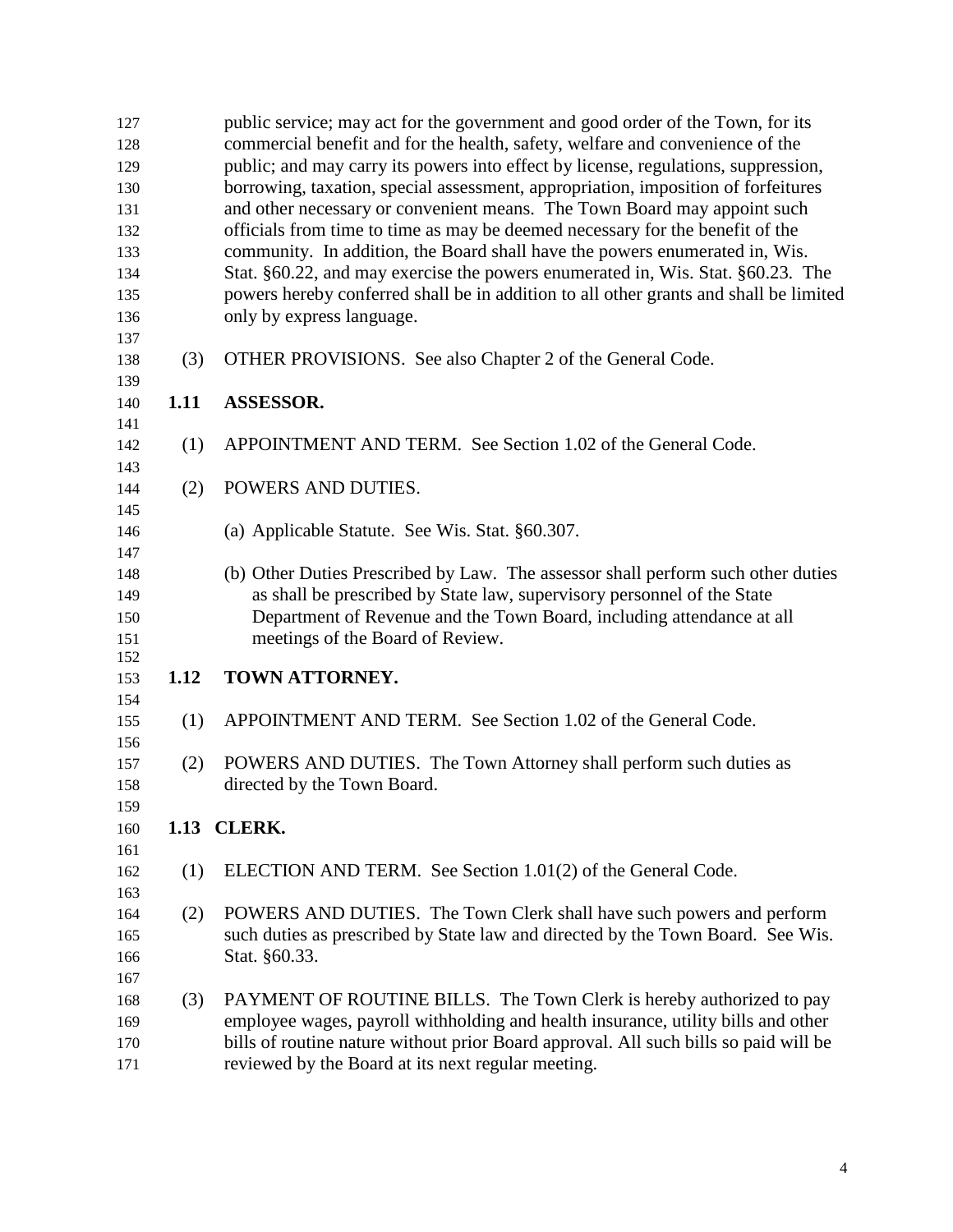public service; may act for the government and good order of the Town, for its commercial benefit and for the health, safety, welfare and convenience of the public; and may carry its powers into effect by license, regulations, suppression, borrowing, taxation, special assessment, appropriation, imposition of forfeitures and other necessary or convenient means. The Town Board may appoint such officials from time to time as may be deemed necessary for the benefit of the community. In addition, the Board shall have the powers enumerated in, Wis. Stat. §60.22, and may exercise the powers enumerated in, Wis. Stat. §60.23. The powers hereby conferred shall be in addition to all other grants and shall be limited only by express language.

(3) OTHER PROVISIONS. See also Chapter 2 of the General Code.

## 1.11 ASSESSOR.

(1) APPOINTMENT AND TERM. See Section 1.02 of the General Code.

(2) POWERS AND DUTIES.

(a) Applicable Statute. See Wis. Stat. §60.307.

(b) Other Duties Prescribed by Law. The assessor shall perform such other duties as shall be prescribed by State law, supervisory personnel of the State Department of Revenue and the Town Board, including attendance at all meetings of the Board of Review.

## 1.12 TOWN ATTORNEY.

(1) APPOINTMENT AND TERM. See Section 1.02 of the General Code.

(2) POWERS AND DUTIES. The Town Attorney shall perform such duties as directed by the Town Board.

## 1.13 CLERK.

(1) ELECTION AND TERM. See Section 1.01(2) of the General Code.

(2) POWERS AND DUTIES. The Town Clerk shall have such powers and perform such duties as prescribed by State law and directed by the Town Board. See Wis. Stat. §60.33.

(3) PAYMENT OF ROUTINE BILLS. The Town Clerk is hereby authorized to pay employee wages, payroll withholding and health insurance, utility bills and other bills of routine nature without prior Board approval. All such bills so paid will be reviewed by the Board at its next regular meeting.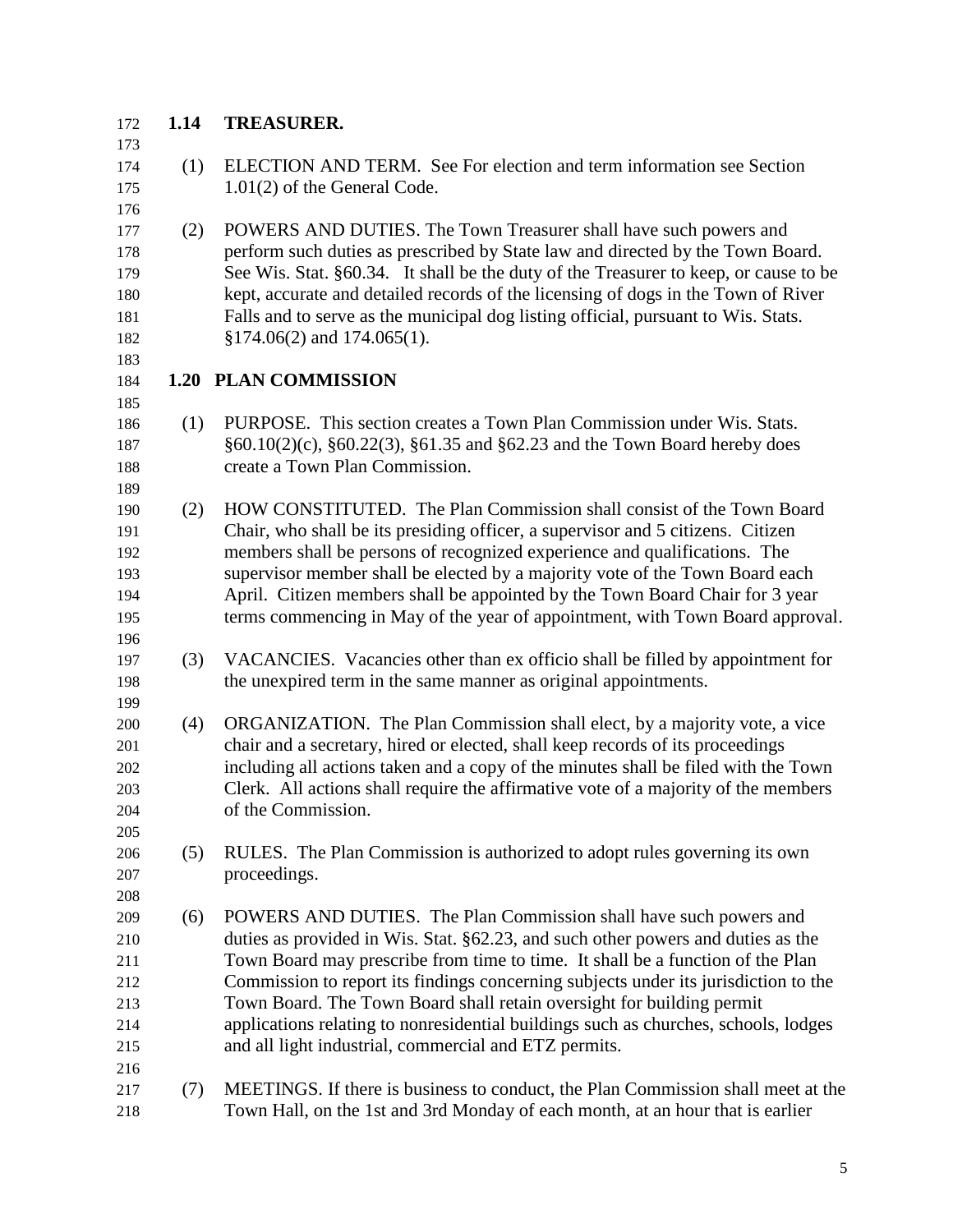## 1.14 TREASURER.

(1) ELECTION AND TERM. See For election and term information see Section 1.01(2) of the General Code.

(2) POWERS AND DUTIES. The Town Treasurer shall have such powers and perform such duties as prescribed by State law and directed by the Town Board. See Wis. Stat. §60.34. It shall be the duty of the Treasurer to keep, or cause to be kept, accurate and detailed records of the licensing of dogs in the Town of River Falls and to serve as the municipal dog listing official, pursuant to Wis. Stats. §174.06(2) and 174.065(1).

## 1.20 PLAN COMMISSION

(1) PURPOSE. This section creates a Town Plan Commission under Wis. Stats. §60.10(2)(c), §60.22(3), §61.35 and §62.23 and the Town Board hereby does create a Town Plan Commission.

(2) HOW CONSTITUTED. The Plan Commission shall consist of the Town Board Chair, who shall be its presiding officer, a supervisor and 5 citizens. Citizen members shall be persons of recognized experience and qualifications. The supervisor member shall be elected by a majority vote of the Town Board each April. Citizen members shall be appointed by the Town Board Chair for 3 year terms commencing in May of the year of appointment, with Town Board approval.

(3) VACANCIES. Vacancies other than ex officio shall be filled by appointment for the unexpired term in the same manner as original appointments.

(4) ORGANIZATION. The Plan Commission shall elect, by a majority vote, a vice chair and a secretary, hired or elected, shall keep records of its proceedings including all actions taken and a copy of the minutes shall be filed with the Town Clerk. All actions shall require the affirmative vote of a majority of the members of the Commission.

(5) RULES. The Plan Commission is authorized to adopt rules governing its own proceedings.

(6) POWERS AND DUTIES. The Plan Commission shall have such powers and duties as provided in Wis. Stat. §62.23, and such other powers and duties as the Town Board may prescribe from time to time. It shall be a function of the Plan Commission to report its findings concerning subjects under its jurisdiction to the Town Board. The Town Board shall retain oversight for building permit applications relating to nonresidential buildings such as churches, schools, lodges and all light industrial, commercial and ETZ permits.

(7) MEETINGS. If there is business to conduct, the Plan Commission shall meet at the Town Hall, on the 1st and 3rd Monday of each month, at an hour that is earlier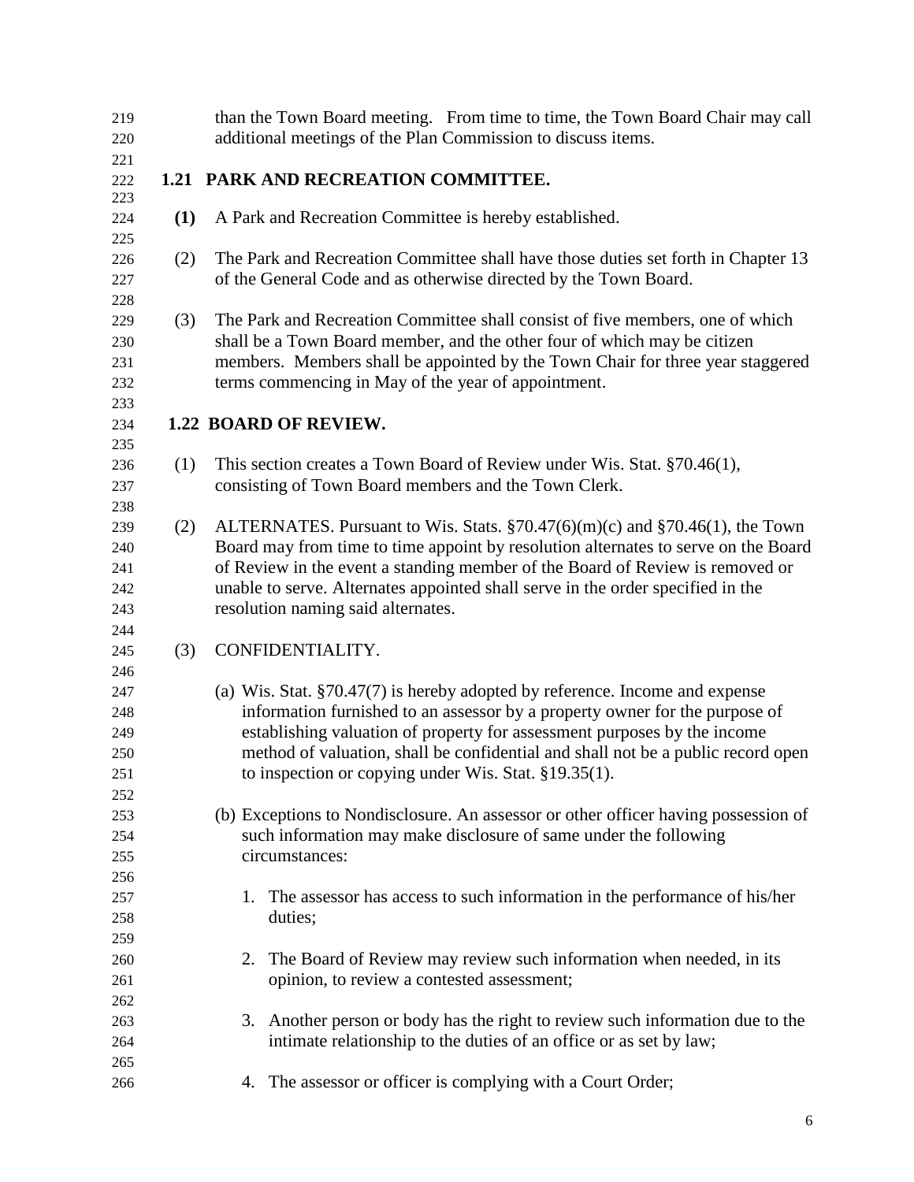than the Town Board meeting. From time to time, the Town Board Chair may call additional meetings of the Plan Commission to discuss items.

## 1.21 PARK AND RECREATION COMMITTEE.

**(1)** A Park and Recreation Committee is hereby established.

(2) The Park and Recreation Committee shall have those duties set forth in Chapter 13 of the General Code and as otherwise directed by the Town Board.

(3) The Park and Recreation Committee shall consist of five members, one of which shall be a Town Board member, and the other four of which may be citizen members. Members shall be appointed by the Town Chair for three year staggered terms commencing in May of the year of appointment.

## 1.22 BOARD OF REVIEW.

(1) This section creates a Town Board of Review under Wis. Stat. §70.46(1), consisting of Town Board members and the Town Clerk.

(2) ALTERNATES. Pursuant to Wis. Stats. §70.47(6)(m)(c) and §70.46(1), the Town Board may from time to time appoint by resolution alternates to serve on the Board of Review in the event a standing member of the Board of Review is removed or unable to serve. Alternates appointed shall serve in the order specified in the resolution naming said alternates.

(3) CONFIDENTIALITY.

(a) Wis. Stat. §70.47(7) is hereby adopted by reference. Income and expense information furnished to an assessor by a property owner for the purpose of establishing valuation of property for assessment purposes by the income method of valuation, shall be confidential and shall not be a public record open to inspection or copying under Wis. Stat. §19.35(1).

(b) Exceptions to Nondisclosure. An assessor or other officer having possession of such information may make disclosure of same under the following circumstances:

1. The assessor has access to such information in the performance of his/her duties;

2. The Board of Review may review such information when needed, in its opinion, to review a contested assessment;

3. Another person or body has the right to review such information due to the intimate relationship to the duties of an office or as set by law;

4. The assessor or officer is complying with a Court Order;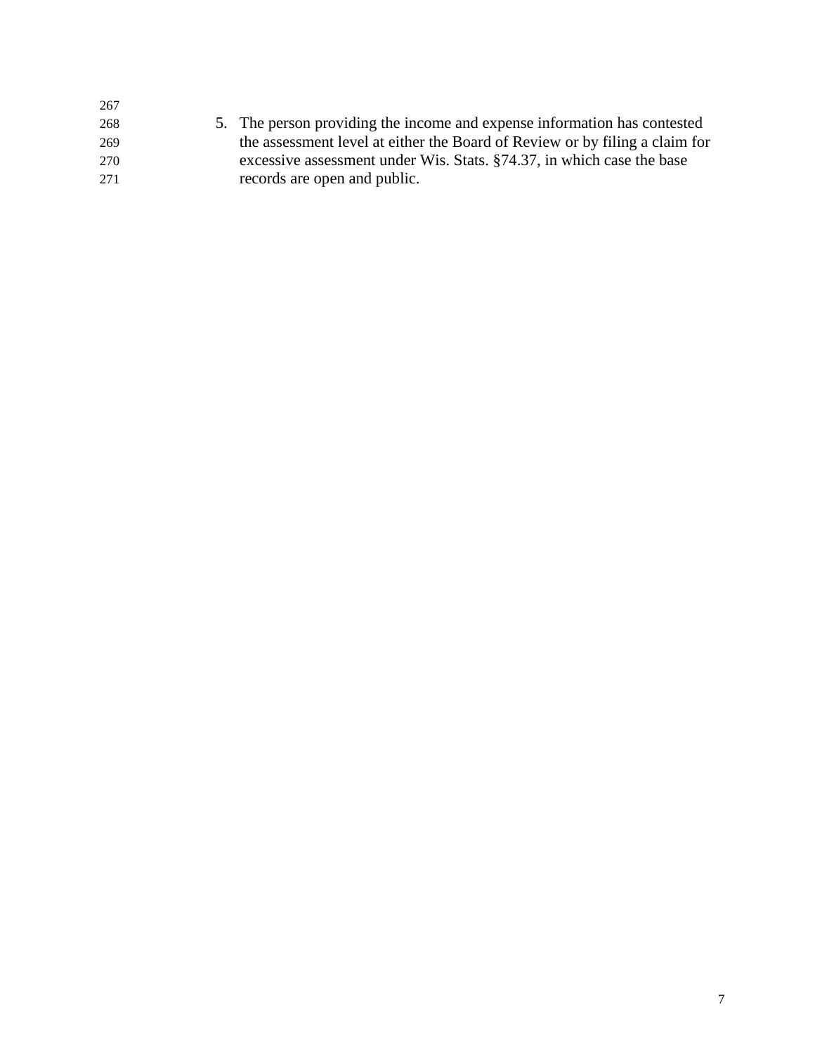5. The person providing the income and expense information has contested the assessment level at either the Board of Review or by filing a claim for excessive assessment under Wis. Stats. §74.37, in which case the base records are open and public.